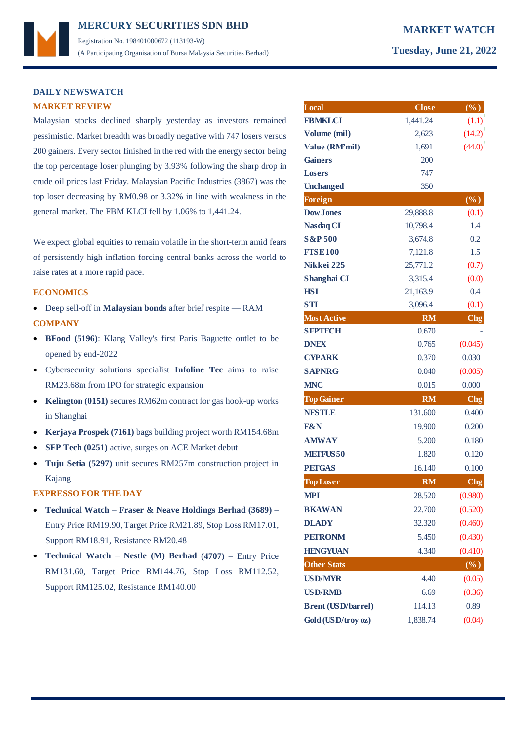# MERCURY SECURITIES SDN BHD

Registration No. 198401000672 (113193-W)
(A Participating Organisation of Bursa Malaysia Securities Berhad)

**MARKET WATCH**

**Tuesday, June 21, 2022**

## DAILY NEWSWATCH

### MARKET REVIEW

Malaysian stocks declined sharply yesterday as investors remained pessimistic. Market breadth was broadly negative with 747 losers versus 200 gainers. Every sector finished in the red with the energy sector being the top percentage loser plunging by 3.93% following the sharp drop in crude oil prices last Friday. Malaysian Pacific Industries (3867) was the top loser decreasing by RM0.98 or 3.32% in line with weakness in the general market. The FBM KLCI fell by 1.06% to 1,441.24.

We expect global equities to remain volatile in the short-term amid fears of persistently high inflation forcing central banks across the world to raise rates at a more rapid pace.

### ECONOMICS

- Deep sell-off in **Malaysian bonds** after brief respite — RAM

### COMPANY

- **BFood (5196)**: Klang Valley's first Paris Baguette outlet to be opened by end-2022
- Cybersecurity solutions specialist **Infoline Tec** aims to raise RM23.68m from IPO for strategic expansion
- **Kelington (0151)** secures RM62m contract for gas hook-up works in Shanghai
- **Kerjaya Prospek (7161)** bags building project worth RM154.68m
- **SFP Tech (0251)** active, surges on ACE Market debut
- **Tuju Setia (5297)** unit secures RM257m construction project in Kajang

### EXPRESSO FOR THE DAY

- **Technical Watch – Fraser & Neave Holdings Berhad (3689) –** Entry Price RM19.90, Target Price RM21.89, Stop Loss RM17.01, Support RM18.91, Resistance RM20.48
- **Technical Watch – Nestle (M) Berhad (4707) –** Entry Price RM131.60, Target Price RM144.76, Stop Loss RM112.52, Support RM125.02, Resistance RM140.00

| Local | Close | (%) |
|---|---|---|
| FBMKLCI | 1,441.24 | (1.1) |
| Volume (mil) | 2,623 | (14.2) |
| Value (RM'mil) | 1,691 | (44.0) |
| Gainers | 200 | |
| Losers | 747 | |
| Unchanged | 350 | |
| **Foreign** | | **(%)** |
| Dow Jones | 29,888.8 | (0.1) |
| Nasdaq CI | 10,798.4 | 1.4 |
| S&P 500 | 3,674.8 | 0.2 |
| FTSE 100 | 7,121.8 | 1.5 |
| Nikkei 225 | 25,771.2 | (0.7) |
| Shanghai CI | 3,315.4 | (0.0) |
| HSI | 21,163.9 | 0.4 |
| STI | 3,096.4 | (0.1) |
| **Most Active** | **RM** | **Chg** |
| SFPTECH | 0.670 | - |
| DNEX | 0.765 | (0.045) |
| CYPARK | 0.370 | 0.030 |
| SAPNRG | 0.040 | (0.005) |
| MNC | 0.015 | 0.000 |
| **Top Gainer** | **RM** | **Chg** |
| NESTLE | 131.600 | 0.400 |
| F&N | 19.900 | 0.200 |
| AMWAY | 5.200 | 0.180 |
| METFUS50 | 1.820 | 0.120 |
| PETGAS | 16.140 | 0.100 |
| **Top Loser** | **RM** | **Chg** |
| MPI | 28.520 | (0.980) |
| BKAWAN | 22.700 | (0.520) |
| DLADY | 32.320 | (0.460) |
| PETRONM | 5.450 | (0.430) |
| HENGYUAN | 4.340 | (0.410) |
| **Other Stats** | | **(%)** |
| USD/MYR | 4.40 | (0.05) |
| USD/RMB | 6.69 | (0.36) |
| Brent (USD/barrel) | 114.13 | 0.89 |
| Gold (USD/troy oz) | 1,838.74 | (0.04) |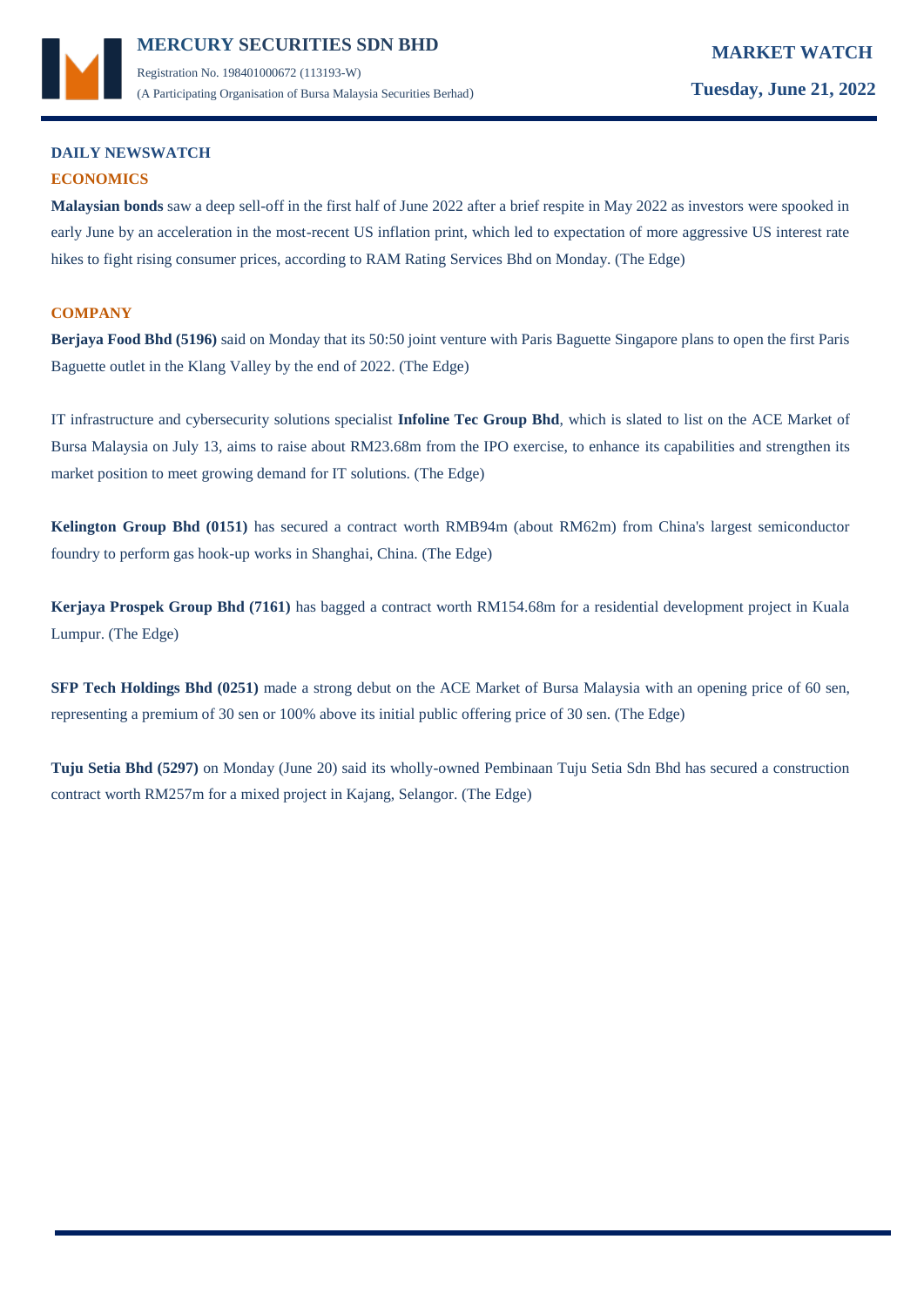## DAILY NEWSWATCH

### ECONOMICS

**Malaysian bonds** saw a deep sell-off in the first half of June 2022 after a brief respite in May 2022 as investors were spooked in early June by an acceleration in the most-recent US inflation print, which led to expectation of more aggressive US interest rate hikes to fight rising consumer prices, according to RAM Rating Services Bhd on Monday. (The Edge)

### COMPANY

**Berjaya Food Bhd (5196)** said on Monday that its 50:50 joint venture with Paris Baguette Singapore plans to open the first Paris Baguette outlet in the Klang Valley by the end of 2022. (The Edge)

IT infrastructure and cybersecurity solutions specialist **Infoline Tec Group Bhd**, which is slated to list on the ACE Market of Bursa Malaysia on July 13, aims to raise about RM23.68m from the IPO exercise, to enhance its capabilities and strengthen its market position to meet growing demand for IT solutions. (The Edge)

**Kelington Group Bhd (0151)** has secured a contract worth RMB94m (about RM62m) from China's largest semiconductor foundry to perform gas hook-up works in Shanghai, China. (The Edge)

**Kerjaya Prospek Group Bhd (7161)** has bagged a contract worth RM154.68m for a residential development project in Kuala Lumpur. (The Edge)

**SFP Tech Holdings Bhd (0251)** made a strong debut on the ACE Market of Bursa Malaysia with an opening price of 60 sen, representing a premium of 30 sen or 100% above its initial public offering price of 30 sen. (The Edge)

**Tuju Setia Bhd (5297)** on Monday (June 20) said its wholly-owned Pembinaan Tuju Setia Sdn Bhd has secured a construction contract worth RM257m for a mixed project in Kajang, Selangor. (The Edge)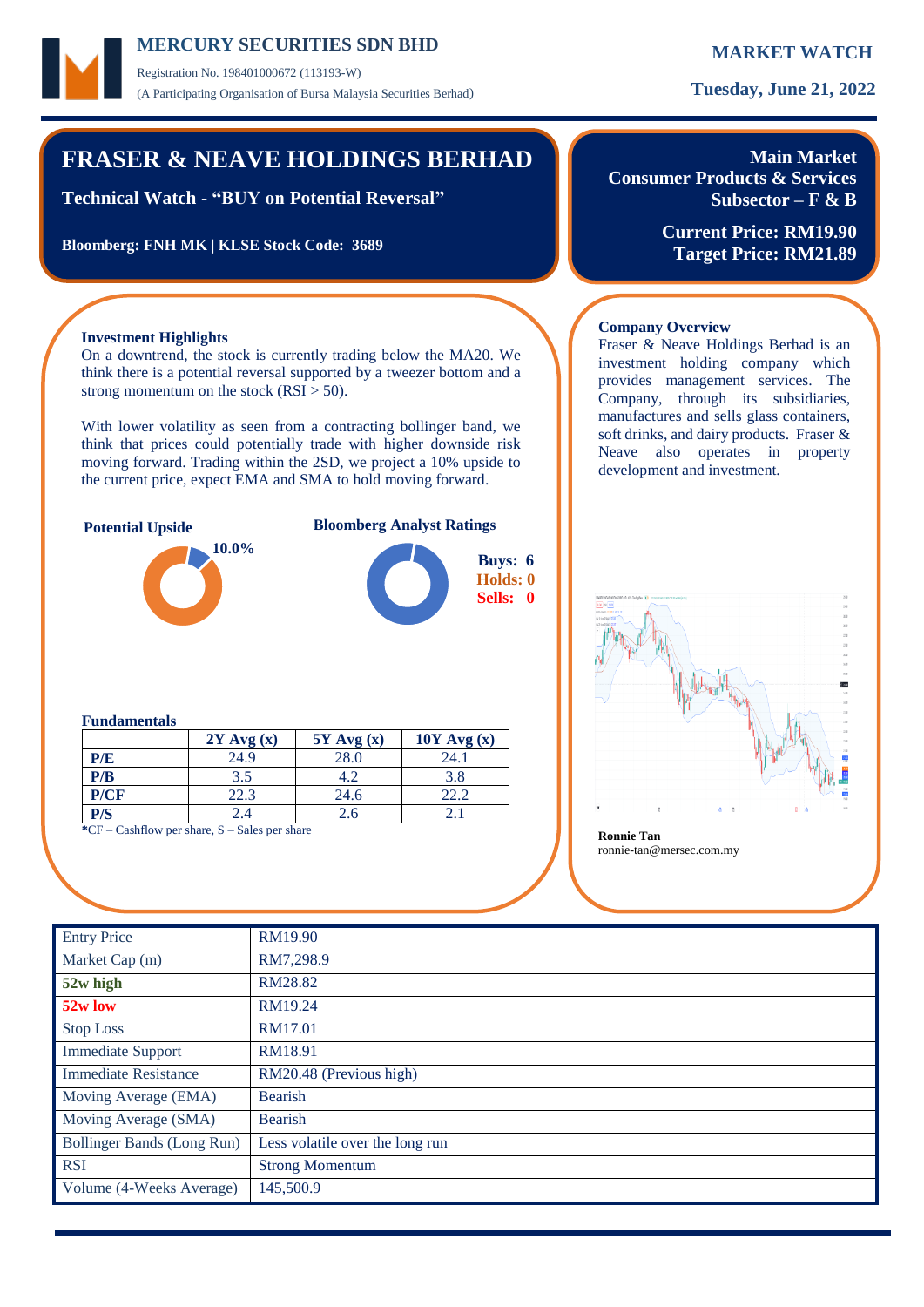**MERCURY SECURITIES SDN BHD**

Registration No. 198401000672 (113193-W)

(A Participating Organisation of Bursa Malaysia Securities Berhad)

**MARKET WATCH**

**Tuesday, June 21, 2022**

# FRASER & NEAVE HOLDINGS BERHAD

**Technical Watch - "BUY on Potential Reversal"**

**Bloomberg: FNH MK | KLSE Stock Code: 3689**

**Main Market**
**Consumer Products & Services**
**Subsector – F & B**

**Current Price: RM19.90**
**Target Price: RM21.89**

### Investment Highlights

On a downtrend, the stock is currently trading below the MA20. We think there is a potential reversal supported by a tweezer bottom and a strong momentum on the stock (RSI > 50).

With lower volatility as seen from a contracting bollinger band, we think that prices could potentially trade with higher downside risk moving forward. Trading within the 2SD, we project a 10% upside to the current price, expect EMA and SMA to hold moving forward.

**Potential Upside**

10.0%

**Bloomberg Analyst Ratings**

**Buys: 6**
**Holds: 0**
**Sells: 0**

### Fundamentals

| | 2Y Avg (x) | 5Y Avg (x) | 10Y Avg (x) |
|---|---|---|---|
| **P/E** | 24.9 | 28.0 | 24.1 |
| **P/B** | 3.5 | 4.2 | 3.8 |
| **P/CF** | 22.3 | 24.6 | 22.2 |
| **P/S** | 2.4 | 2.6 | 2.1 |

*CF – Cashflow per share, S – Sales per share

### Company Overview

Fraser & Neave Holdings Berhad is an investment holding company which provides management services. The Company, through its subsidiaries, manufactures and sells glass containers, soft drinks, and dairy products. Fraser & Neave also operates in property development and investment.

**Ronnie Tan**
ronnie-tan@mersec.com.my

| | |
|---|---|
| Entry Price | RM19.90 |
| Market Cap (m) | RM7,298.9 |
| **52w high** | RM28.82 |
| **52w low** | RM19.24 |
| Stop Loss | RM17.01 |
| Immediate Support | RM18.91 |
| Immediate Resistance | RM20.48 (Previous high) |
| Moving Average (EMA) | Bearish |
| Moving Average (SMA) | Bearish |
| Bollinger Bands (Long Run) | Less volatile over the long run |
| RSI | Strong Momentum |
| Volume (4-Weeks Average) | 145,500.9 |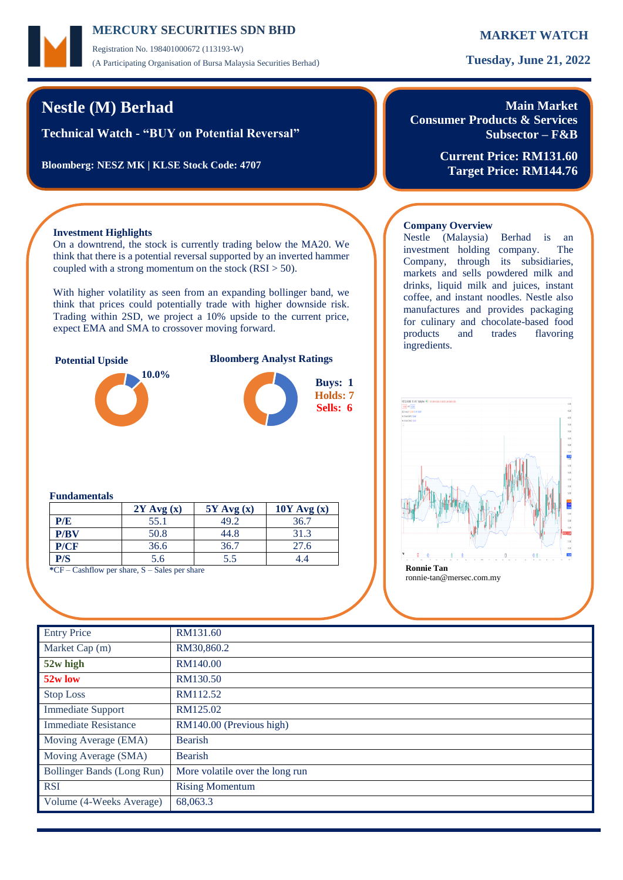# MERCURY SECURITIES SDN BHD

Registration No. 198401000672 (113193-W)
(A Participating Organisation of Bursa Malaysia Securities Berhad)

**MARKET WATCH**

**Tuesday, June 21, 2022**

## Nestle (M) Berhad

**Technical Watch - "BUY on Potential Reversal"**

**Bloomberg: NESZ MK | KLSE Stock Code: 4707**

**Main Market**
**Consumer Products & Services**
**Subsector – F&B**

**Current Price: RM131.60**
**Target Price: RM144.76**

### Investment Highlights

On a downtrend, the stock is currently trading below the MA20. We think that there is a potential reversal supported by an inverted hammer coupled with a strong momentum on the stock (RSI > 50).

With higher volatility as seen from an expanding bollinger band, we think that prices could potentially trade with higher downside risk. Trading within 2SD, we project a 10% upside to the current price, expect EMA and SMA to crossover moving forward.

**Potential Upside**

10.0%

**Bloomberg Analyst Ratings**

Buys: 1
Holds: 7
Sells: 6

### Fundamentals

| | 2Y Avg (x) | 5Y Avg (x) | 10Y Avg (x) |
|---|---|---|---|
| **P/E** | 55.1 | 49.2 | 36.7 |
| **P/BV** | 50.8 | 44.8 | 31.3 |
| **P/CF** | 36.6 | 36.7 | 27.6 |
| **P/S** | 5.6 | 5.5 | 4.4 |

*CF – Cashflow per share, S – Sales per share

### Company Overview

Nestle (Malaysia) Berhad is an investment holding company. The Company, through its subsidiaries, markets and sells powdered milk and drinks, liquid milk and juices, instant coffee, and instant noodles. Nestle also manufactures and provides packaging for culinary and chocolate-based food products and trades flavoring ingredients.

**Ronnie Tan**
ronnie-tan@mersec.com.my

| | |
|---|---|
| Entry Price | RM131.60 |
| Market Cap (m) | RM30,860.2 |
| **52w high** | RM140.00 |
| **52w low** | RM130.50 |
| Stop Loss | RM112.52 |
| Immediate Support | RM125.02 |
| Immediate Resistance | RM140.00 (Previous high) |
| Moving Average (EMA) | Bearish |
| Moving Average (SMA) | Bearish |
| Bollinger Bands (Long Run) | More volatile over the long run |
| RSI | Rising Momentum |
| Volume (4-Weeks Average) | 68,063.3 |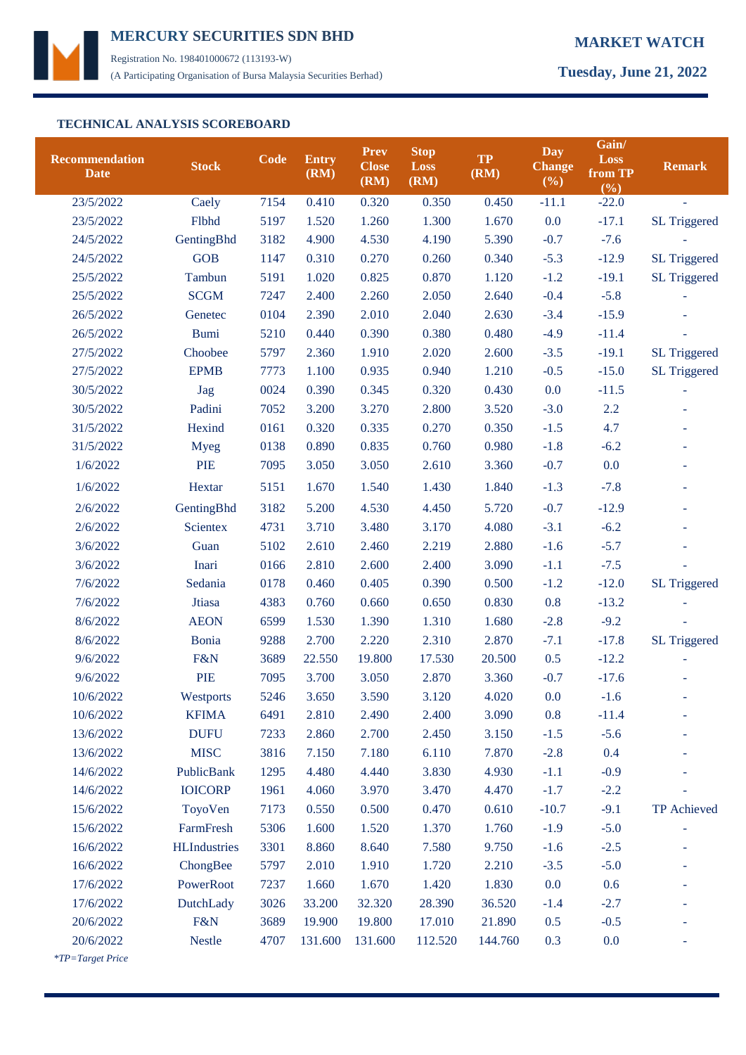MERCURY SECURITIES SDN BHD

Registration No. 198401000672 (113193-W)
(A Participating Organisation of Bursa Malaysia Securities Berhad)

**MARKET WATCH**

**Tuesday, June 21, 2022**

### TECHNICAL ANALYSIS SCOREBOARD

| Recommendation Date | Stock | Code | Entry (RM) | Prev Close (RM) | Stop Loss (RM) | TP (RM) | Day Change (%) | Gain/ Loss from TP (%) | Remark |
|---|---|---|---|---|---|---|---|---|---|
| 23/5/2022 | Caely | 7154 | 0.410 | 0.320 | 0.350 | 0.450 | -11.1 | -22.0 | - |
| 23/5/2022 | Flbhd | 5197 | 1.520 | 1.260 | 1.300 | 1.670 | 0.0 | -17.1 | SL Triggered |
| 24/5/2022 | GentingBhd | 3182 | 4.900 | 4.530 | 4.190 | 5.390 | -0.7 | -7.6 | - |
| 24/5/2022 | GOB | 1147 | 0.310 | 0.270 | 0.260 | 0.340 | -5.3 | -12.9 | SL Triggered |
| 25/5/2022 | Tambun | 5191 | 1.020 | 0.825 | 0.870 | 1.120 | -1.2 | -19.1 | SL Triggered |
| 25/5/2022 | SCGM | 7247 | 2.400 | 2.260 | 2.050 | 2.640 | -0.4 | -5.8 | - |
| 26/5/2022 | Genetec | 0104 | 2.390 | 2.010 | 2.040 | 2.630 | -3.4 | -15.9 | - |
| 26/5/2022 | Bumi | 5210 | 0.440 | 0.390 | 0.380 | 0.480 | -4.9 | -11.4 | - |
| 27/5/2022 | Choobee | 5797 | 2.360 | 1.910 | 2.020 | 2.600 | -3.5 | -19.1 | SL Triggered |
| 27/5/2022 | EPMB | 7773 | 1.100 | 0.935 | 0.940 | 1.210 | -0.5 | -15.0 | SL Triggered |
| 30/5/2022 | Jag | 0024 | 0.390 | 0.345 | 0.320 | 0.430 | 0.0 | -11.5 | - |
| 30/5/2022 | Padini | 7052 | 3.200 | 3.270 | 2.800 | 3.520 | -3.0 | 2.2 | - |
| 31/5/2022 | Hexind | 0161 | 0.320 | 0.335 | 0.270 | 0.350 | -1.5 | 4.7 | - |
| 31/5/2022 | Myeg | 0138 | 0.890 | 0.835 | 0.760 | 0.980 | -1.8 | -6.2 | - |
| 1/6/2022 | PIE | 7095 | 3.050 | 3.050 | 2.610 | 3.360 | -0.7 | 0.0 | - |
| 1/6/2022 | Hextar | 5151 | 1.670 | 1.540 | 1.430 | 1.840 | -1.3 | -7.8 | - |
| 2/6/2022 | GentingBhd | 3182 | 5.200 | 4.530 | 4.450 | 5.720 | -0.7 | -12.9 | - |
| 2/6/2022 | Scientex | 4731 | 3.710 | 3.480 | 3.170 | 4.080 | -3.1 | -6.2 | - |
| 3/6/2022 | Guan | 5102 | 2.610 | 2.460 | 2.219 | 2.880 | -1.6 | -5.7 | - |
| 3/6/2022 | Inari | 0166 | 2.810 | 2.600 | 2.400 | 3.090 | -1.1 | -7.5 | - |
| 7/6/2022 | Sedania | 0178 | 0.460 | 0.405 | 0.390 | 0.500 | -1.2 | -12.0 | SL Triggered |
| 7/6/2022 | Jtiasa | 4383 | 0.760 | 0.660 | 0.650 | 0.830 | 0.8 | -13.2 | - |
| 8/6/2022 | AEON | 6599 | 1.530 | 1.390 | 1.310 | 1.680 | -2.8 | -9.2 | - |
| 8/6/2022 | Bonia | 9288 | 2.700 | 2.220 | 2.310 | 2.870 | -7.1 | -17.8 | SL Triggered |
| 9/6/2022 | F&N | 3689 | 22.550 | 19.800 | 17.530 | 20.500 | 0.5 | -12.2 | - |
| 9/6/2022 | PIE | 7095 | 3.700 | 3.050 | 2.870 | 3.360 | -0.7 | -17.6 | - |
| 10/6/2022 | Westports | 5246 | 3.650 | 3.590 | 3.120 | 4.020 | 0.0 | -1.6 | - |
| 10/6/2022 | KFIMA | 6491 | 2.810 | 2.490 | 2.400 | 3.090 | 0.8 | -11.4 | - |
| 13/6/2022 | DUFU | 7233 | 2.860 | 2.700 | 2.450 | 3.150 | -1.5 | -5.6 | - |
| 13/6/2022 | MISC | 3816 | 7.150 | 7.180 | 6.110 | 7.870 | -2.8 | 0.4 | - |
| 14/6/2022 | PublicBank | 1295 | 4.480 | 4.440 | 3.830 | 4.930 | -1.1 | -0.9 | - |
| 14/6/2022 | IOICORP | 1961 | 4.060 | 3.970 | 3.470 | 4.470 | -1.7 | -2.2 | - |
| 15/6/2022 | ToyoVen | 7173 | 0.550 | 0.500 | 0.470 | 0.610 | -10.7 | -9.1 | TP Achieved |
| 15/6/2022 | FarmFresh | 5306 | 1.600 | 1.520 | 1.370 | 1.760 | -1.9 | -5.0 | - |
| 16/6/2022 | HLIndustries | 3301 | 8.860 | 8.640 | 7.580 | 9.750 | -1.6 | -2.5 | - |
| 16/6/2022 | ChongBee | 5797 | 2.010 | 1.910 | 1.720 | 2.210 | -3.5 | -5.0 | - |
| 17/6/2022 | PowerRoot | 7237 | 1.660 | 1.670 | 1.420 | 1.830 | 0.0 | 0.6 | - |
| 17/6/2022 | DutchLady | 3026 | 33.200 | 32.320 | 28.390 | 36.520 | -1.4 | -2.7 | - |
| 20/6/2022 | F&N | 3689 | 19.900 | 19.800 | 17.010 | 21.890 | 0.5 | -0.5 | - |
| 20/6/2022 | Nestle | 4707 | 131.600 | 131.600 | 112.520 | 144.760 | 0.3 | 0.0 | - |

*\*TP=Target Price*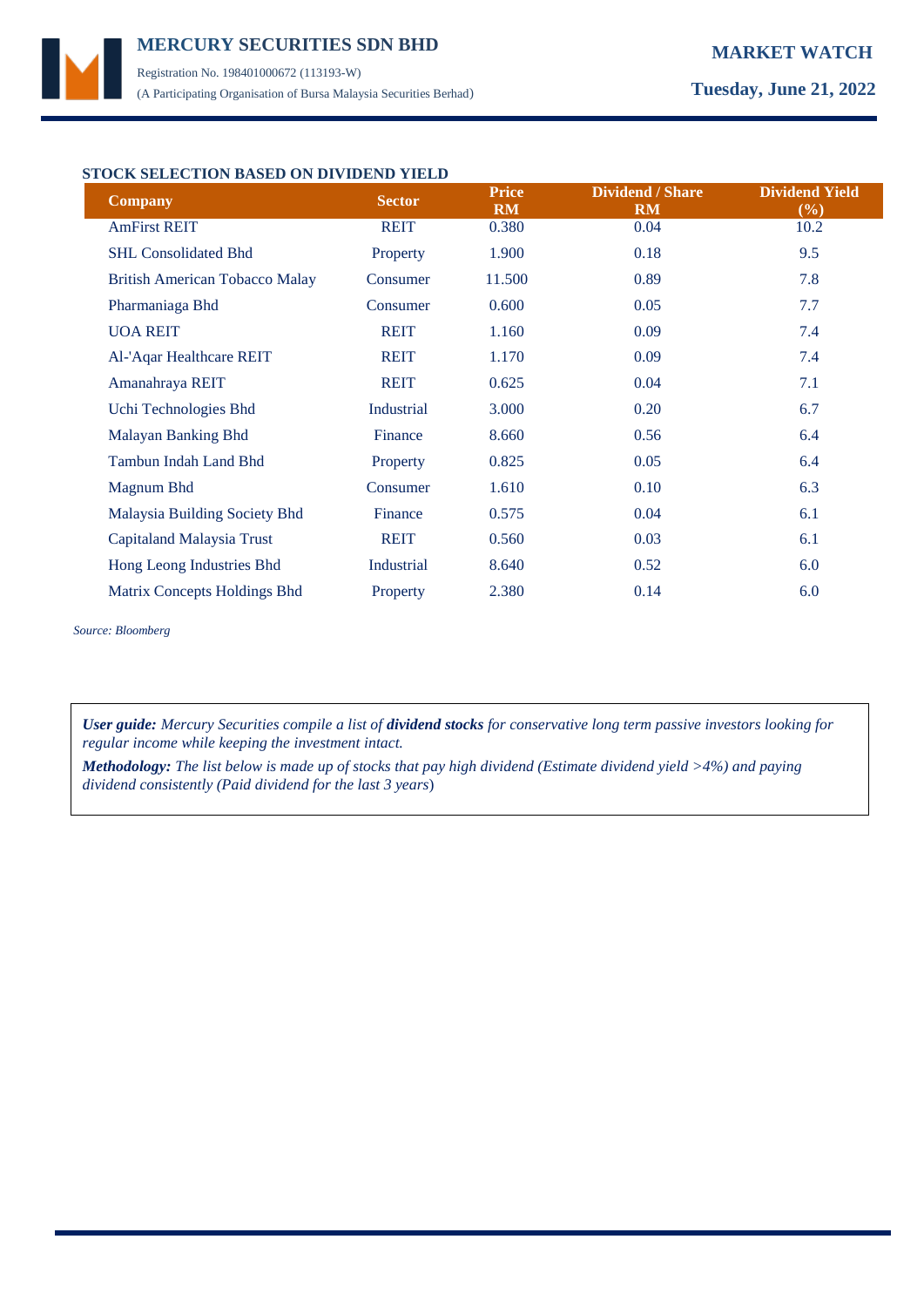## STOCK SELECTION BASED ON DIVIDEND YIELD

| Company | Sector | Price RM | Dividend / Share RM | Dividend Yield (%) |
|---|---|---|---|---|
| AmFirst REIT | REIT | 0.380 | 0.04 | 10.2 |
| SHL Consolidated Bhd | Property | 1.900 | 0.18 | 9.5 |
| British American Tobacco Malay | Consumer | 11.500 | 0.89 | 7.8 |
| Pharmaniaga Bhd | Consumer | 0.600 | 0.05 | 7.7 |
| UOA REIT | REIT | 1.160 | 0.09 | 7.4 |
| Al-'Aqar Healthcare REIT | REIT | 1.170 | 0.09 | 7.4 |
| Amanahraya REIT | REIT | 0.625 | 0.04 | 7.1 |
| Uchi Technologies Bhd | Industrial | 3.000 | 0.20 | 6.7 |
| Malayan Banking Bhd | Finance | 8.660 | 0.56 | 6.4 |
| Tambun Indah Land Bhd | Property | 0.825 | 0.05 | 6.4 |
| Magnum Bhd | Consumer | 1.610 | 0.10 | 6.3 |
| Malaysia Building Society Bhd | Finance | 0.575 | 0.04 | 6.1 |
| Capitaland Malaysia Trust | REIT | 0.560 | 0.03 | 6.1 |
| Hong Leong Industries Bhd | Industrial | 8.640 | 0.52 | 6.0 |
| Matrix Concepts Holdings Bhd | Property | 2.380 | 0.14 | 6.0 |

*Source: Bloomberg*

***User guide:*** *Mercury Securities compile a list of* ***dividend stocks*** *for conservative long term passive investors looking for regular income while keeping the investment intact.*

***Methodology:*** *The list below is made up of stocks that pay high dividend (Estimate dividend yield >4%) and paying dividend consistently (Paid dividend for the last 3 years*)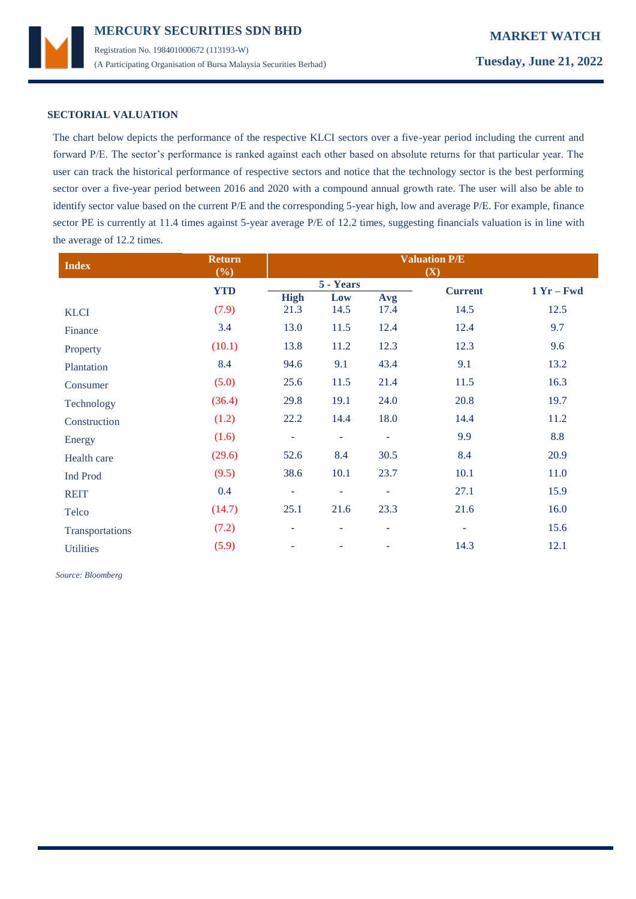## SECTORIAL VALUATION

The chart below depicts the performance of the respective KLCI sectors over a five-year period including the current and forward P/E. The sector's performance is ranked against each other based on absolute returns for that particular year. The user can track the historical performance of respective sectors and notice that the technology sector is the best performing sector over a five-year period between 2016 and 2020 with a compound annual growth rate. The user will also be able to identify sector value based on the current P/E and the corresponding 5-year high, low and average P/E. For example, finance sector PE is currently at 11.4 times against 5-year average P/E of 12.2 times, suggesting financials valuation is in line with the average of 12.2 times.

| Index | Return (%) | Valuation P/E (X) | | | | |
|---|---|---|---|---|---|---|
| | YTD | 5 - Years | | | Current | 1 Yr – Fwd |
| | | High | Low | Avg | | |
| KLCI | (7.9) | 21.3 | 14.5 | 17.4 | 14.5 | 12.5 |
| Finance | 3.4 | 13.0 | 11.5 | 12.4 | 12.4 | 9.7 |
| Property | (10.1) | 13.8 | 11.2 | 12.3 | 12.3 | 9.6 |
| Plantation | 8.4 | 94.6 | 9.1 | 43.4 | 9.1 | 13.2 |
| Consumer | (5.0) | 25.6 | 11.5 | 21.4 | 11.5 | 16.3 |
| Technology | (36.4) | 29.8 | 19.1 | 24.0 | 20.8 | 19.7 |
| Construction | (1.2) | 22.2 | 14.4 | 18.0 | 14.4 | 11.2 |
| Energy | (1.6) | - | - | - | 9.9 | 8.8 |
| Health care | (29.6) | 52.6 | 8.4 | 30.5 | 8.4 | 20.9 |
| Ind Prod | (9.5) | 38.6 | 10.1 | 23.7 | 10.1 | 11.0 |
| REIT | 0.4 | - | - | - | 27.1 | 15.9 |
| Telco | (14.7) | 25.1 | 21.6 | 23.3 | 21.6 | 16.0 |
| Transportations | (7.2) | - | - | - | - | 15.6 |
| Utilities | (5.9) | - | - | - | 14.3 | 12.1 |

*Source: Bloomberg*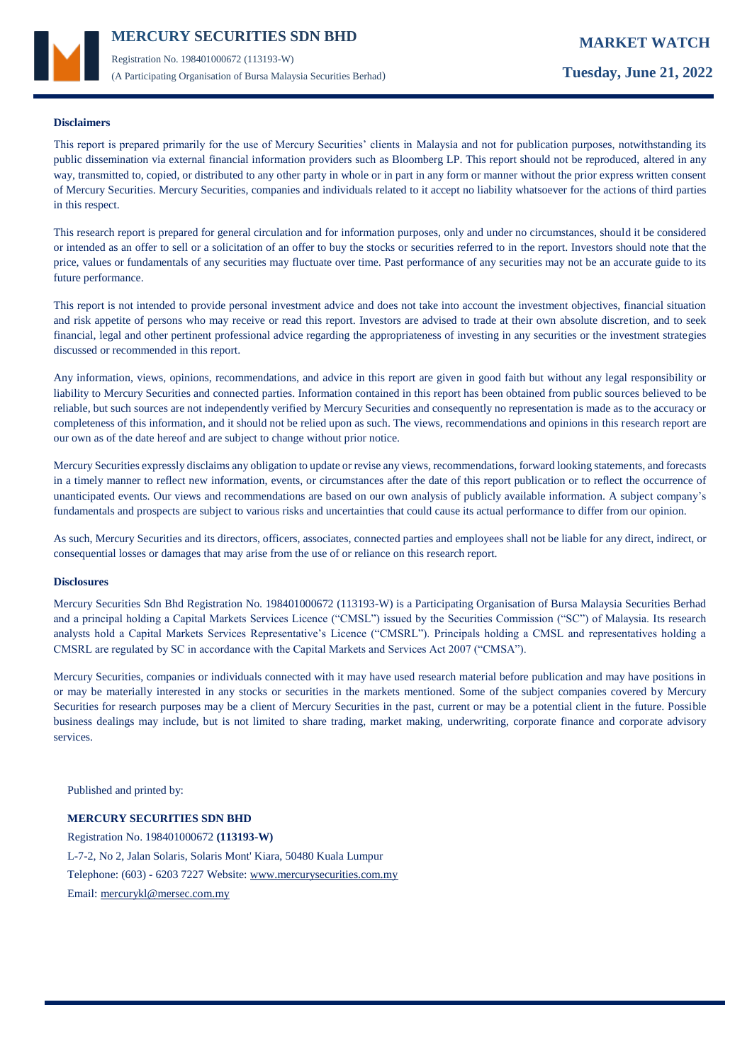### Disclaimers

This report is prepared primarily for the use of Mercury Securities' clients in Malaysia and not for publication purposes, notwithstanding its public dissemination via external financial information providers such as Bloomberg LP. This report should not be reproduced, altered in any way, transmitted to, copied, or distributed to any other party in whole or in part in any form or manner without the prior express written consent of Mercury Securities. Mercury Securities, companies and individuals related to it accept no liability whatsoever for the actions of third parties in this respect.

This research report is prepared for general circulation and for information purposes, only and under no circumstances, should it be considered or intended as an offer to sell or a solicitation of an offer to buy the stocks or securities referred to in the report. Investors should note that the price, values or fundamentals of any securities may fluctuate over time. Past performance of any securities may not be an accurate guide to its future performance.

This report is not intended to provide personal investment advice and does not take into account the investment objectives, financial situation and risk appetite of persons who may receive or read this report. Investors are advised to trade at their own absolute discretion, and to seek financial, legal and other pertinent professional advice regarding the appropriateness of investing in any securities or the investment strategies discussed or recommended in this report.

Any information, views, opinions, recommendations, and advice in this report are given in good faith but without any legal responsibility or liability to Mercury Securities and connected parties. Information contained in this report has been obtained from public sources believed to be reliable, but such sources are not independently verified by Mercury Securities and consequently no representation is made as to the accuracy or completeness of this information, and it should not be relied upon as such. The views, recommendations and opinions in this research report are our own as of the date hereof and are subject to change without prior notice.

Mercury Securities expressly disclaims any obligation to update or revise any views, recommendations, forward looking statements, and forecasts in a timely manner to reflect new information, events, or circumstances after the date of this report publication or to reflect the occurrence of unanticipated events. Our views and recommendations are based on our own analysis of publicly available information. A subject company's fundamentals and prospects are subject to various risks and uncertainties that could cause its actual performance to differ from our opinion.

As such, Mercury Securities and its directors, officers, associates, connected parties and employees shall not be liable for any direct, indirect, or consequential losses or damages that may arise from the use of or reliance on this research report.

### Disclosures

Mercury Securities Sdn Bhd Registration No. 198401000672 (113193-W) is a Participating Organisation of Bursa Malaysia Securities Berhad and a principal holding a Capital Markets Services Licence ("CMSL") issued by the Securities Commission ("SC") of Malaysia. Its research analysts hold a Capital Markets Services Representative's Licence ("CMSRL"). Principals holding a CMSL and representatives holding a CMSRL are regulated by SC in accordance with the Capital Markets and Services Act 2007 ("CMSA").

Mercury Securities, companies or individuals connected with it may have used research material before publication and may have positions in or may be materially interested in any stocks or securities in the markets mentioned. Some of the subject companies covered by Mercury Securities for research purposes may be a client of Mercury Securities in the past, current or may be a potential client in the future. Possible business dealings may include, but is not limited to share trading, market making, underwriting, corporate finance and corporate advisory services.

Published and printed by:

**MERCURY SECURITIES SDN BHD**
Registration No. 198401000672 **(113193-W)**
L-7-2, No 2, Jalan Solaris, Solaris Mont' Kiara, 50480 Kuala Lumpur
Telephone: (603) - 6203 7227 Website: www.mercurysecurities.com.my
Email: mercurykl@mersec.com.my